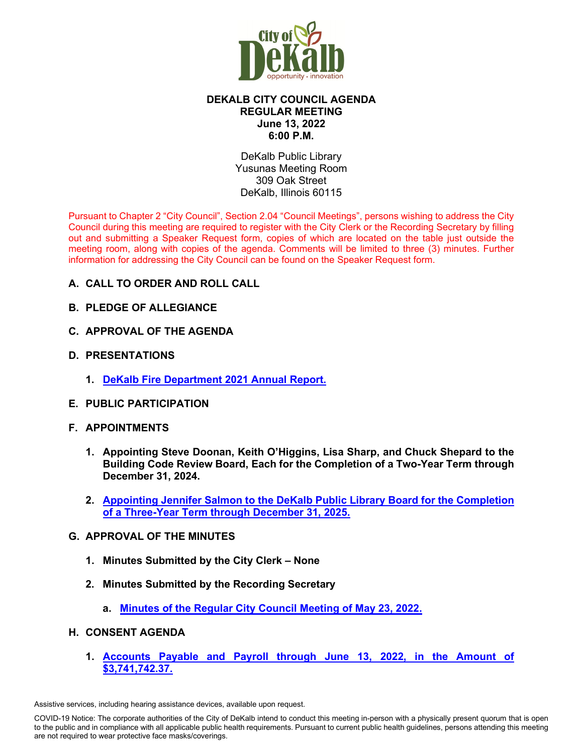# DEKALB CITY COUNCIL AGENDA
## REGULAR MEETING
## June 13, 2022
## 6:00 P.M.

DeKalb Public Library
Yusunas Meeting Room
309 Oak Street
DeKalb, Illinois 60115

Pursuant to Chapter 2 "City Council", Section 2.04 "Council Meetings", persons wishing to address the City Council during this meeting are required to register with the City Clerk or the Recording Secretary by filling out and submitting a Speaker Request form, copies of which are located on the table just outside the meeting room, along with copies of the agenda. Comments will be limited to three (3) minutes. Further information for addressing the City Council can be found on the Speaker Request form.

**A. CALL TO ORDER AND ROLL CALL**

**B. PLEDGE OF ALLEGIANCE**

**C. APPROVAL OF THE AGENDA**

**D. PRESENTATIONS**

1. **DeKalb Fire Department 2021 Annual Report.**

**E. PUBLIC PARTICIPATION**

**F. APPOINTMENTS**

1. **Appointing Steve Doonan, Keith O'Higgins, Lisa Sharp, and Chuck Shepard to the Building Code Review Board, Each for the Completion of a Two-Year Term through December 31, 2024.**

2. **Appointing Jennifer Salmon to the DeKalb Public Library Board for the Completion of a Three-Year Term through December 31, 2025.**

**G. APPROVAL OF THE MINUTES**

1. **Minutes Submitted by the City Clerk – None**

2. **Minutes Submitted by the Recording Secretary**

   a. **Minutes of the Regular City Council Meeting of May 23, 2022.**

**H. CONSENT AGENDA**

1. **Accounts Payable and Payroll through June 13, 2022, in the Amount of $3,741,742.37.**

Assistive services, including hearing assistance devices, available upon request.

COVID-19 Notice: The corporate authorities of the City of DeKalb intend to conduct this meeting in-person with a physically present quorum that is open to the public and in compliance with all applicable public health requirements. Pursuant to current public health guidelines, persons attending this meeting are not required to wear protective face masks/coverings.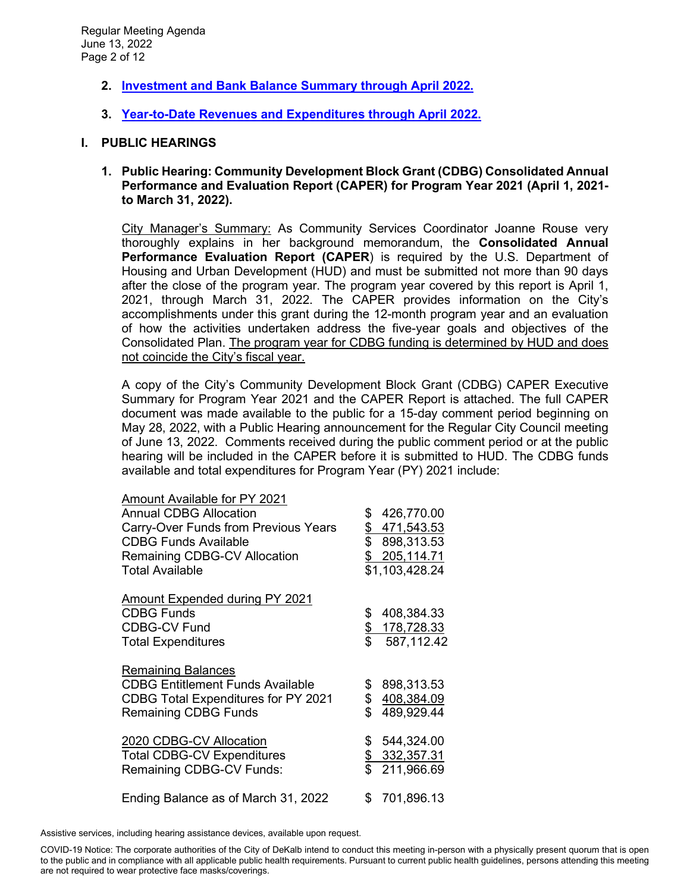2. **Investment and Bank Balance Summary through April 2022.**

3. **Year-to-Date Revenues and Expenditures through April 2022.**

## I. PUBLIC HEARINGS

### 1. Public Hearing: Community Development Block Grant (CDBG) Consolidated Annual Performance and Evaluation Report (CAPER) for Program Year 2021 (April 1, 2021- to March 31, 2022).

City Manager's Summary: As Community Services Coordinator Joanne Rouse very thoroughly explains in her background memorandum, the **Consolidated Annual Performance Evaluation Report (CAPER**) is required by the U.S. Department of Housing and Urban Development (HUD) and must be submitted not more than 90 days after the close of the program year. The program year covered by this report is April 1, 2021, through March 31, 2022. The CAPER provides information on the City's accomplishments under this grant during the 12-month program year and an evaluation of how the activities undertaken address the five-year goals and objectives of the Consolidated Plan. The program year for CDBG funding is determined by HUD and does not coincide the City's fiscal year.

A copy of the City's Community Development Block Grant (CDBG) CAPER Executive Summary for Program Year 2021 and the CAPER Report is attached. The full CAPER document was made available to the public for a 15-day comment period beginning on May 28, 2022, with a Public Hearing announcement for the Regular City Council meeting of June 13, 2022. Comments received during the public comment period or at the public hearing will be included in the CAPER before it is submitted to HUD. The CDBG funds available and total expenditures for Program Year (PY) 2021 include:

| Amount Available for PY 2021 | |
|---|---|
| Annual CDBG Allocation | $ 426,770.00 |
| Carry-Over Funds from Previous Years | $ 471,543.53 |
| CDBG Funds Available | $ 898,313.53 |
| Remaining CDBG-CV Allocation | $ 205,114.71 |
| Total Available | $1,103,428.24 |

| Amount Expended during PY 2021 | |
|---|---|
| CDBG Funds | $ 408,384.33 |
| CDBG-CV Fund | $ 178,728.33 |
| Total Expenditures | $ 587,112.42 |

| Remaining Balances | |
|---|---|
| CDBG Entitlement Funds Available | $ 898,313.53 |
| CDBG Total Expenditures for PY 2021 | $ 408,384.09 |
| Remaining CDBG Funds | $ 489,929.44 |

| 2020 CDBG-CV Allocation | $ 544,324.00 |
|---|---|
| Total CDBG-CV Expenditures | $ 332,357.31 |
| Remaining CDBG-CV Funds: | $ 211,966.69 |

| Ending Balance as of March 31, 2022 | $ 701,896.13 |
|---|---|

Assistive services, including hearing assistance devices, available upon request.

COVID-19 Notice: The corporate authorities of the City of DeKalb intend to conduct this meeting in-person with a physically present quorum that is open to the public and in compliance with all applicable public health requirements. Pursuant to current public health guidelines, persons attending this meeting are not required to wear protective face masks/coverings.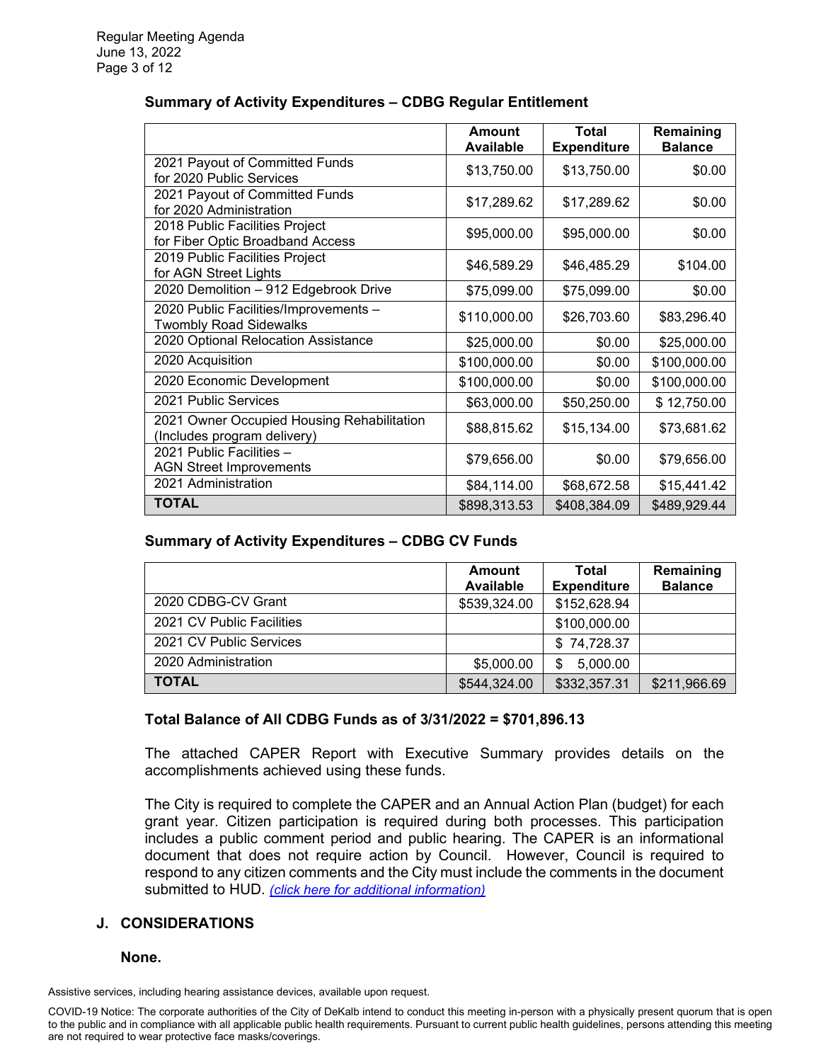**Summary of Activity Expenditures – CDBG Regular Entitlement**

| | Amount Available | Total Expenditure | Remaining Balance |
|---|---|---|---|
| 2021 Payout of Committed Funds for 2020 Public Services | $13,750.00 | $13,750.00 | $0.00 |
| 2021 Payout of Committed Funds for 2020 Administration | $17,289.62 | $17,289.62 | $0.00 |
| 2018 Public Facilities Project for Fiber Optic Broadband Access | $95,000.00 | $95,000.00 | $0.00 |
| 2019 Public Facilities Project for AGN Street Lights | $46,589.29 | $46,485.29 | $104.00 |
| 2020 Demolition – 912 Edgebrook Drive | $75,099.00 | $75,099.00 | $0.00 |
| 2020 Public Facilities/Improvements – Twombly Road Sidewalks | $110,000.00 | $26,703.60 | $83,296.40 |
| 2020 Optional Relocation Assistance | $25,000.00 | $0.00 | $25,000.00 |
| 2020 Acquisition | $100,000.00 | $0.00 | $100,000.00 |
| 2020 Economic Development | $100,000.00 | $0.00 | $100,000.00 |
| 2021 Public Services | $63,000.00 | $50,250.00 | $ 12,750.00 |
| 2021 Owner Occupied Housing Rehabilitation (Includes program delivery) | $88,815.62 | $15,134.00 | $73,681.62 |
| 2021 Public Facilities – AGN Street Improvements | $79,656.00 | $0.00 | $79,656.00 |
| 2021 Administration | $84,114.00 | $68,672.58 | $15,441.42 |
| **TOTAL** | $898,313.53 | $408,384.09 | $489,929.44 |

**Summary of Activity Expenditures – CDBG CV Funds**

| | Amount Available | Total Expenditure | Remaining Balance |
|---|---|---|---|
| 2020 CDBG-CV Grant | $539,324.00 | $152,628.94 | |
| 2021 CV Public Facilities | | $100,000.00 | |
| 2021 CV Public Services | | $ 74,728.37 | |
| 2020 Administration | $5,000.00 | $ 5,000.00 | |
| **TOTAL** | $544,324.00 | $332,357.31 | $211,966.69 |

**Total Balance of All CDBG Funds as of 3/31/2022 = $701,896.13**

The attached CAPER Report with Executive Summary provides details on the accomplishments achieved using these funds.

The City is required to complete the CAPER and an Annual Action Plan (budget) for each grant year. Citizen participation is required during both processes. This participation includes a public comment period and public hearing. The CAPER is an informational document that does not require action by Council. However, Council is required to respond to any citizen comments and the City must include the comments in the document submitted to HUD. *(click here for additional information)*

## J. CONSIDERATIONS

**None.**

Assistive services, including hearing assistance devices, available upon request.

COVID-19 Notice: The corporate authorities of the City of DeKalb intend to conduct this meeting in-person with a physically present quorum that is open to the public and in compliance with all applicable public health requirements. Pursuant to current public health guidelines, persons attending this meeting are not required to wear protective face masks/coverings.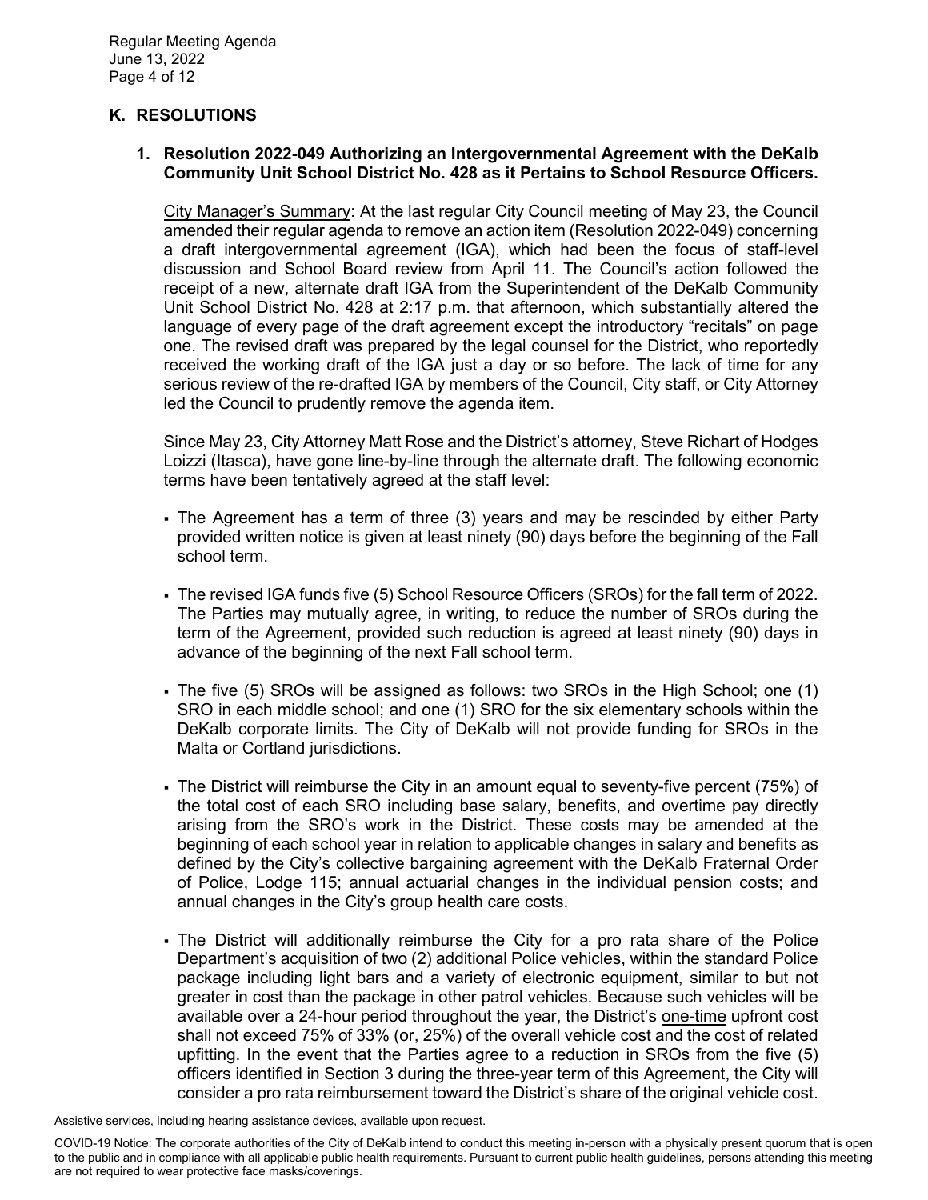## K. RESOLUTIONS

### 1. Resolution 2022-049 Authorizing an Intergovernmental Agreement with the DeKalb Community Unit School District No. 428 as it Pertains to School Resource Officers.

City Manager's Summary: At the last regular City Council meeting of May 23, the Council amended their regular agenda to remove an action item (Resolution 2022-049) concerning a draft intergovernmental agreement (IGA), which had been the focus of staff-level discussion and School Board review from April 11. The Council's action followed the receipt of a new, alternate draft IGA from the Superintendent of the DeKalb Community Unit School District No. 428 at 2:17 p.m. that afternoon, which substantially altered the language of every page of the draft agreement except the introductory "recitals" on page one. The revised draft was prepared by the legal counsel for the District, who reportedly received the working draft of the IGA just a day or so before. The lack of time for any serious review of the re-drafted IGA by members of the Council, City staff, or City Attorney led the Council to prudently remove the agenda item.

Since May 23, City Attorney Matt Rose and the District's attorney, Steve Richart of Hodges Loizzi (Itasca), have gone line-by-line through the alternate draft. The following economic terms have been tentatively agreed at the staff level:

- The Agreement has a term of three (3) years and may be rescinded by either Party provided written notice is given at least ninety (90) days before the beginning of the Fall school term.
- The revised IGA funds five (5) School Resource Officers (SROs) for the fall term of 2022. The Parties may mutually agree, in writing, to reduce the number of SROs during the term of the Agreement, provided such reduction is agreed at least ninety (90) days in advance of the beginning of the next Fall school term.
- The five (5) SROs will be assigned as follows: two SROs in the High School; one (1) SRO in each middle school; and one (1) SRO for the six elementary schools within the DeKalb corporate limits. The City of DeKalb will not provide funding for SROs in the Malta or Cortland jurisdictions.
- The District will reimburse the City in an amount equal to seventy-five percent (75%) of the total cost of each SRO including base salary, benefits, and overtime pay directly arising from the SRO's work in the District. These costs may be amended at the beginning of each school year in relation to applicable changes in salary and benefits as defined by the City's collective bargaining agreement with the DeKalb Fraternal Order of Police, Lodge 115; annual actuarial changes in the individual pension costs; and annual changes in the City's group health care costs.
- The District will additionally reimburse the City for a pro rata share of the Police Department's acquisition of two (2) additional Police vehicles, within the standard Police package including light bars and a variety of electronic equipment, similar to but not greater in cost than the package in other patrol vehicles. Because such vehicles will be available over a 24-hour period throughout the year, the District's <u>one-time</u> upfront cost shall not exceed 75% of 33% (or, 25%) of the overall vehicle cost and the cost of related upfitting. In the event that the Parties agree to a reduction in SROs from the five (5) officers identified in Section 3 during the three-year term of this Agreement, the City will consider a pro rata reimbursement toward the District's share of the original vehicle cost.

Assistive services, including hearing assistance devices, available upon request.

COVID-19 Notice: The corporate authorities of the City of DeKalb intend to conduct this meeting in-person with a physically present quorum that is open to the public and in compliance with all applicable public health requirements. Pursuant to current public health guidelines, persons attending this meeting are not required to wear protective face masks/coverings.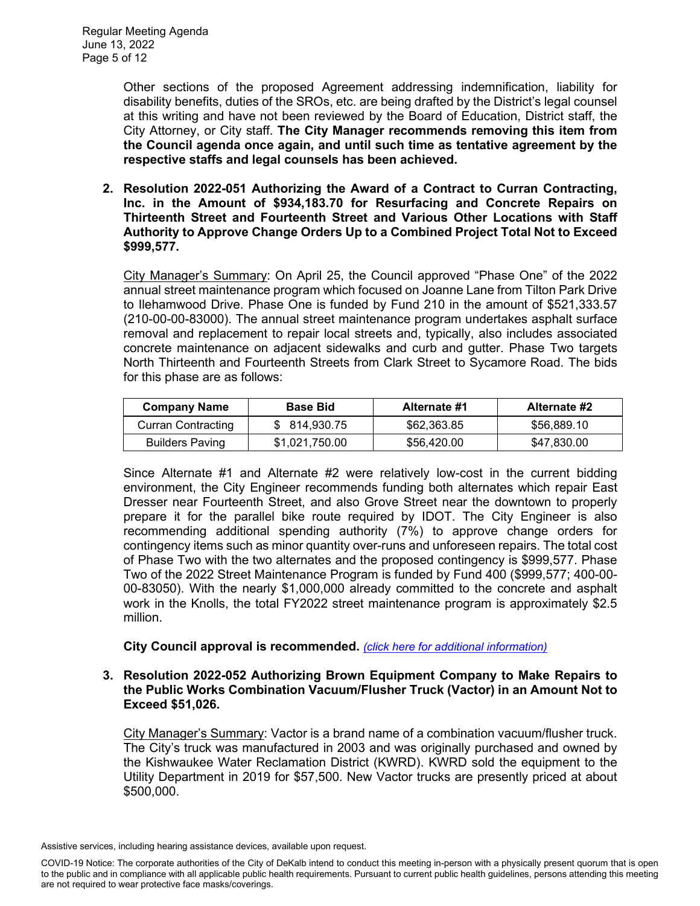Other sections of the proposed Agreement addressing indemnification, liability for disability benefits, duties of the SROs, etc. are being drafted by the District's legal counsel at this writing and have not been reviewed by the Board of Education, District staff, the City Attorney, or City staff. **The City Manager recommends removing this item from the Council agenda once again, and until such time as tentative agreement by the respective staffs and legal counsels has been achieved.**

**2. Resolution 2022-051 Authorizing the Award of a Contract to Curran Contracting, Inc. in the Amount of $934,183.70 for Resurfacing and Concrete Repairs on Thirteenth Street and Fourteenth Street and Various Other Locations with Staff Authority to Approve Change Orders Up to a Combined Project Total Not to Exceed $999,577.**

City Manager's Summary: On April 25, the Council approved "Phase One" of the 2022 annual street maintenance program which focused on Joanne Lane from Tilton Park Drive to Ilehamwood Drive. Phase One is funded by Fund 210 in the amount of $521,333.57 (210-00-00-83000). The annual street maintenance program undertakes asphalt surface removal and replacement to repair local streets and, typically, also includes associated concrete maintenance on adjacent sidewalks and curb and gutter. Phase Two targets North Thirteenth and Fourteenth Streets from Clark Street to Sycamore Road. The bids for this phase are as follows:

| Company Name | Base Bid | Alternate #1 | Alternate #2 |
| --- | --- | --- | --- |
| Curran Contracting | $ 814,930.75 | $62,363.85 | $56,889.10 |
| Builders Paving | $1,021,750.00 | $56,420.00 | $47,830.00 |

Since Alternate #1 and Alternate #2 were relatively low-cost in the current bidding environment, the City Engineer recommends funding both alternates which repair East Dresser near Fourteenth Street, and also Grove Street near the downtown to properly prepare it for the parallel bike route required by IDOT. The City Engineer is also recommending additional spending authority (7%) to approve change orders for contingency items such as minor quantity over-runs and unforeseen repairs. The total cost of Phase Two with the two alternates and the proposed contingency is $999,577. Phase Two of the 2022 Street Maintenance Program is funded by Fund 400 ($999,577; 400-00-00-83050). With the nearly $1,000,000 already committed to the concrete and asphalt work in the Knolls, the total FY2022 street maintenance program is approximately $2.5 million.

**City Council approval is recommended.** *(click here for additional information)*

**3. Resolution 2022-052 Authorizing Brown Equipment Company to Make Repairs to the Public Works Combination Vacuum/Flusher Truck (Vactor) in an Amount Not to Exceed $51,026.**

City Manager's Summary: Vactor is a brand name of a combination vacuum/flusher truck. The City's truck was manufactured in 2003 and was originally purchased and owned by the Kishwaukee Water Reclamation District (KWRD). KWRD sold the equipment to the Utility Department in 2019 for $57,500. New Vactor trucks are presently priced at about $500,000.

Assistive services, including hearing assistance devices, available upon request.

COVID-19 Notice: The corporate authorities of the City of DeKalb intend to conduct this meeting in-person with a physically present quorum that is open to the public and in compliance with all applicable public health requirements. Pursuant to current public health guidelines, persons attending this meeting are not required to wear protective face masks/coverings.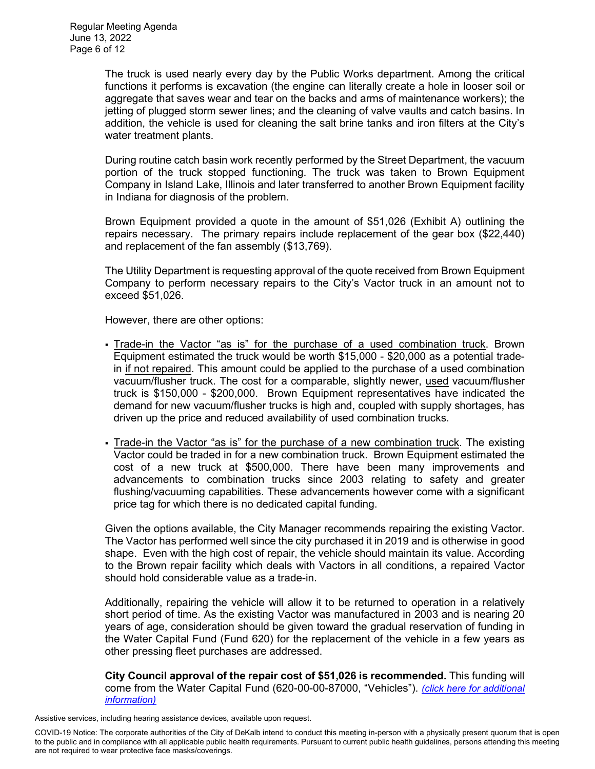The truck is used nearly every day by the Public Works department. Among the critical functions it performs is excavation (the engine can literally create a hole in looser soil or aggregate that saves wear and tear on the backs and arms of maintenance workers); the jetting of plugged storm sewer lines; and the cleaning of valve vaults and catch basins. In addition, the vehicle is used for cleaning the salt brine tanks and iron filters at the City's water treatment plants.

During routine catch basin work recently performed by the Street Department, the vacuum portion of the truck stopped functioning. The truck was taken to Brown Equipment Company in Island Lake, Illinois and later transferred to another Brown Equipment facility in Indiana for diagnosis of the problem.

Brown Equipment provided a quote in the amount of $51,026 (Exhibit A) outlining the repairs necessary. The primary repairs include replacement of the gear box ($22,440) and replacement of the fan assembly ($13,769).

The Utility Department is requesting approval of the quote received from Brown Equipment Company to perform necessary repairs to the City's Vactor truck in an amount not to exceed $51,026.

However, there are other options:

- <u>Trade-in the Vactor "as is" for the purchase of a used combination truck</u>. Brown Equipment estimated the truck would be worth $15,000 - $20,000 as a potential trade-in <u>if not repaired</u>. This amount could be applied to the purchase of a used combination vacuum/flusher truck. The cost for a comparable, slightly newer, <u>used</u> vacuum/flusher truck is $150,000 - $200,000. Brown Equipment representatives have indicated the demand for new vacuum/flusher trucks is high and, coupled with supply shortages, has driven up the price and reduced availability of used combination trucks.
- <u>Trade-in the Vactor "as is" for the purchase of a new combination truck</u>. The existing Vactor could be traded in for a new combination truck. Brown Equipment estimated the cost of a new truck at $500,000. There have been many improvements and advancements to combination trucks since 2003 relating to safety and greater flushing/vacuuming capabilities. These advancements however come with a significant price tag for which there is no dedicated capital funding.

Given the options available, the City Manager recommends repairing the existing Vactor. The Vactor has performed well since the city purchased it in 2019 and is otherwise in good shape. Even with the high cost of repair, the vehicle should maintain its value. According to the Brown repair facility which deals with Vactors in all conditions, a repaired Vactor should hold considerable value as a trade-in.

Additionally, repairing the vehicle will allow it to be returned to operation in a relatively short period of time. As the existing Vactor was manufactured in 2003 and is nearing 20 years of age, consideration should be given toward the gradual reservation of funding in the Water Capital Fund (Fund 620) for the replacement of the vehicle in a few years as other pressing fleet purchases are addressed.

**City Council approval of the repair cost of $51,026 is recommended.** This funding will come from the Water Capital Fund (620-00-00-87000, "Vehicles"). *(click here for additional information)*

Assistive services, including hearing assistance devices, available upon request.

COVID-19 Notice: The corporate authorities of the City of DeKalb intend to conduct this meeting in-person with a physically present quorum that is open to the public and in compliance with all applicable public health requirements. Pursuant to current public health guidelines, persons attending this meeting are not required to wear protective face masks/coverings.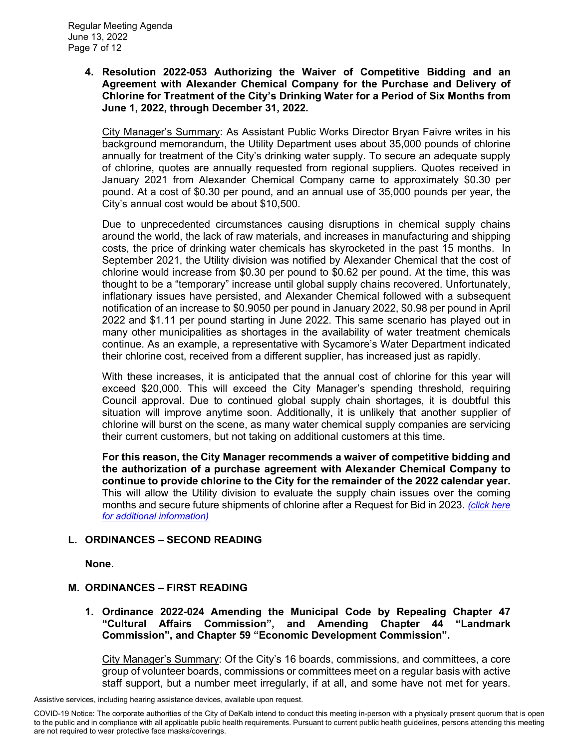**4. Resolution 2022-053 Authorizing the Waiver of Competitive Bidding and an Agreement with Alexander Chemical Company for the Purchase and Delivery of Chlorine for Treatment of the City's Drinking Water for a Period of Six Months from June 1, 2022, through December 31, 2022.**

City Manager's Summary: As Assistant Public Works Director Bryan Faivre writes in his background memorandum, the Utility Department uses about 35,000 pounds of chlorine annually for treatment of the City's drinking water supply. To secure an adequate supply of chlorine, quotes are annually requested from regional suppliers. Quotes received in January 2021 from Alexander Chemical Company came to approximately $0.30 per pound. At a cost of $0.30 per pound, and an annual use of 35,000 pounds per year, the City's annual cost would be about $10,500.

Due to unprecedented circumstances causing disruptions in chemical supply chains around the world, the lack of raw materials, and increases in manufacturing and shipping costs, the price of drinking water chemicals has skyrocketed in the past 15 months. In September 2021, the Utility division was notified by Alexander Chemical that the cost of chlorine would increase from $0.30 per pound to $0.62 per pound. At the time, this was thought to be a "temporary" increase until global supply chains recovered. Unfortunately, inflationary issues have persisted, and Alexander Chemical followed with a subsequent notification of an increase to $0.9050 per pound in January 2022, $0.98 per pound in April 2022 and $1.11 per pound starting in June 2022. This same scenario has played out in many other municipalities as shortages in the availability of water treatment chemicals continue. As an example, a representative with Sycamore's Water Department indicated their chlorine cost, received from a different supplier, has increased just as rapidly.

With these increases, it is anticipated that the annual cost of chlorine for this year will exceed $20,000. This will exceed the City Manager's spending threshold, requiring Council approval. Due to continued global supply chain shortages, it is doubtful this situation will improve anytime soon. Additionally, it is unlikely that another supplier of chlorine will burst on the scene, as many water chemical supply companies are servicing their current customers, but not taking on additional customers at this time.

**For this reason, the City Manager recommends a waiver of competitive bidding and the authorization of a purchase agreement with Alexander Chemical Company to continue to provide chlorine to the City for the remainder of the 2022 calendar year.** This will allow the Utility division to evaluate the supply chain issues over the coming months and secure future shipments of chlorine after a Request for Bid in 2023. *(click here for additional information)*

## L. ORDINANCES – SECOND READING

**None.**

## M. ORDINANCES – FIRST READING

**1. Ordinance 2022-024 Amending the Municipal Code by Repealing Chapter 47 "Cultural Affairs Commission", and Amending Chapter 44 "Landmark Commission", and Chapter 59 "Economic Development Commission".**

City Manager's Summary: Of the City's 16 boards, commissions, and committees, a core group of volunteer boards, commissions or committees meet on a regular basis with active staff support, but a number meet irregularly, if at all, and some have not met for years.

Assistive services, including hearing assistance devices, available upon request.

COVID-19 Notice: The corporate authorities of the City of DeKalb intend to conduct this meeting in-person with a physically present quorum that is open to the public and in compliance with all applicable public health requirements. Pursuant to current public health guidelines, persons attending this meeting are not required to wear protective face masks/coverings.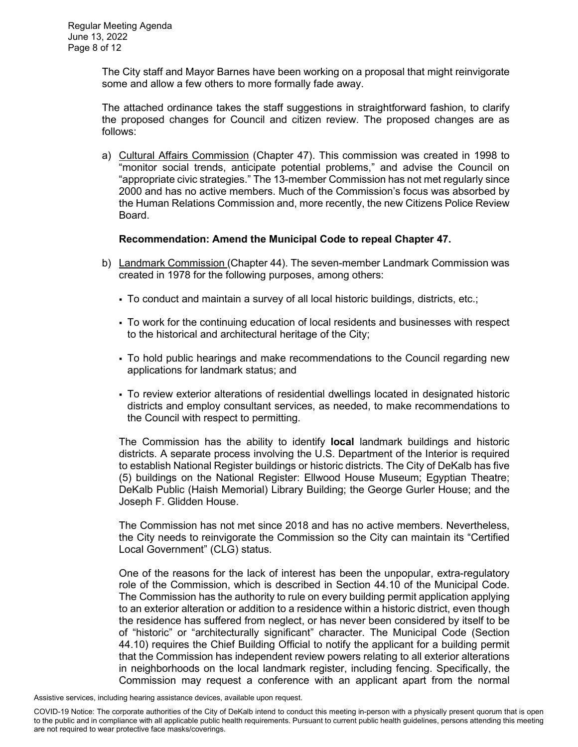The City staff and Mayor Barnes have been working on a proposal that might reinvigorate some and allow a few others to more formally fade away.

The attached ordinance takes the staff suggestions in straightforward fashion, to clarify the proposed changes for Council and citizen review. The proposed changes are as follows:

a) Cultural Affairs Commission (Chapter 47). This commission was created in 1998 to "monitor social trends, anticipate potential problems," and advise the Council on "appropriate civic strategies." The 13-member Commission has not met regularly since 2000 and has no active members. Much of the Commission's focus was absorbed by the Human Relations Commission and, more recently, the new Citizens Police Review Board.

   **Recommendation: Amend the Municipal Code to repeal Chapter 47.**

b) Landmark Commission (Chapter 44). The seven-member Landmark Commission was created in 1978 for the following purposes, among others:

   - To conduct and maintain a survey of all local historic buildings, districts, etc.;
   - To work for the continuing education of local residents and businesses with respect to the historical and architectural heritage of the City;
   - To hold public hearings and make recommendations to the Council regarding new applications for landmark status; and
   - To review exterior alterations of residential dwellings located in designated historic districts and employ consultant services, as needed, to make recommendations to the Council with respect to permitting.

   The Commission has the ability to identify **local** landmark buildings and historic districts. A separate process involving the U.S. Department of the Interior is required to establish National Register buildings or historic districts. The City of DeKalb has five (5) buildings on the National Register: Ellwood House Museum; Egyptian Theatre; DeKalb Public (Haish Memorial) Library Building; the George Gurler House; and the Joseph F. Glidden House.

   The Commission has not met since 2018 and has no active members. Nevertheless, the City needs to reinvigorate the Commission so the City can maintain its "Certified Local Government" (CLG) status.

   One of the reasons for the lack of interest has been the unpopular, extra-regulatory role of the Commission, which is described in Section 44.10 of the Municipal Code. The Commission has the authority to rule on every building permit application applying to an exterior alteration or addition to a residence within a historic district, even though the residence has suffered from neglect, or has never been considered by itself to be of "historic" or "architecturally significant" character. The Municipal Code (Section 44.10) requires the Chief Building Official to notify the applicant for a building permit that the Commission has independent review powers relating to all exterior alterations in neighborhoods on the local landmark register, including fencing. Specifically, the Commission may request a conference with an applicant apart from the normal

Assistive services, including hearing assistance devices, available upon request.

COVID-19 Notice: The corporate authorities of the City of DeKalb intend to conduct this meeting in-person with a physically present quorum that is open to the public and in compliance with all applicable public health requirements. Pursuant to current public health guidelines, persons attending this meeting are not required to wear protective face masks/coverings.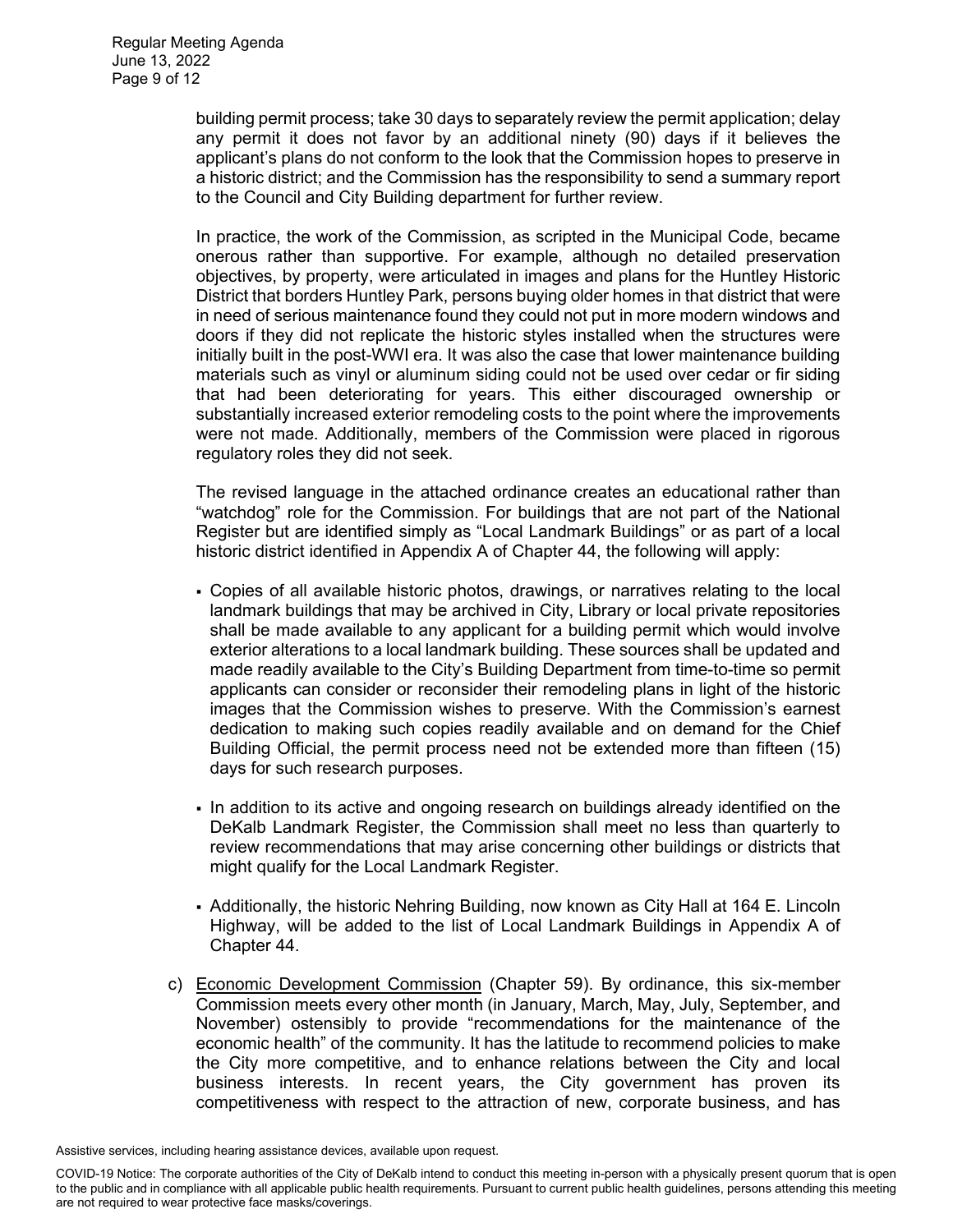building permit process; take 30 days to separately review the permit application; delay any permit it does not favor by an additional ninety (90) days if it believes the applicant's plans do not conform to the look that the Commission hopes to preserve in a historic district; and the Commission has the responsibility to send a summary report to the Council and City Building department for further review.

In practice, the work of the Commission, as scripted in the Municipal Code, became onerous rather than supportive. For example, although no detailed preservation objectives, by property, were articulated in images and plans for the Huntley Historic District that borders Huntley Park, persons buying older homes in that district that were in need of serious maintenance found they could not put in more modern windows and doors if they did not replicate the historic styles installed when the structures were initially built in the post-WWI era. It was also the case that lower maintenance building materials such as vinyl or aluminum siding could not be used over cedar or fir siding that had been deteriorating for years. This either discouraged ownership or substantially increased exterior remodeling costs to the point where the improvements were not made. Additionally, members of the Commission were placed in rigorous regulatory roles they did not seek.

The revised language in the attached ordinance creates an educational rather than "watchdog" role for the Commission. For buildings that are not part of the National Register but are identified simply as "Local Landmark Buildings" or as part of a local historic district identified in Appendix A of Chapter 44, the following will apply:

- Copies of all available historic photos, drawings, or narratives relating to the local landmark buildings that may be archived in City, Library or local private repositories shall be made available to any applicant for a building permit which would involve exterior alterations to a local landmark building. These sources shall be updated and made readily available to the City's Building Department from time-to-time so permit applicants can consider or reconsider their remodeling plans in light of the historic images that the Commission wishes to preserve. With the Commission's earnest dedication to making such copies readily available and on demand for the Chief Building Official, the permit process need not be extended more than fifteen (15) days for such research purposes.

- In addition to its active and ongoing research on buildings already identified on the DeKalb Landmark Register, the Commission shall meet no less than quarterly to review recommendations that may arise concerning other buildings or districts that might qualify for the Local Landmark Register.

- Additionally, the historic Nehring Building, now known as City Hall at 164 E. Lincoln Highway, will be added to the list of Local Landmark Buildings in Appendix A of Chapter 44.

c) Economic Development Commission (Chapter 59). By ordinance, this six-member Commission meets every other month (in January, March, May, July, September, and November) ostensibly to provide "recommendations for the maintenance of the economic health" of the community. It has the latitude to recommend policies to make the City more competitive, and to enhance relations between the City and local business interests. In recent years, the City government has proven its competitiveness with respect to the attraction of new, corporate business, and has

Assistive services, including hearing assistance devices, available upon request.

COVID-19 Notice: The corporate authorities of the City of DeKalb intend to conduct this meeting in-person with a physically present quorum that is open to the public and in compliance with all applicable public health requirements. Pursuant to current public health guidelines, persons attending this meeting are not required to wear protective face masks/coverings.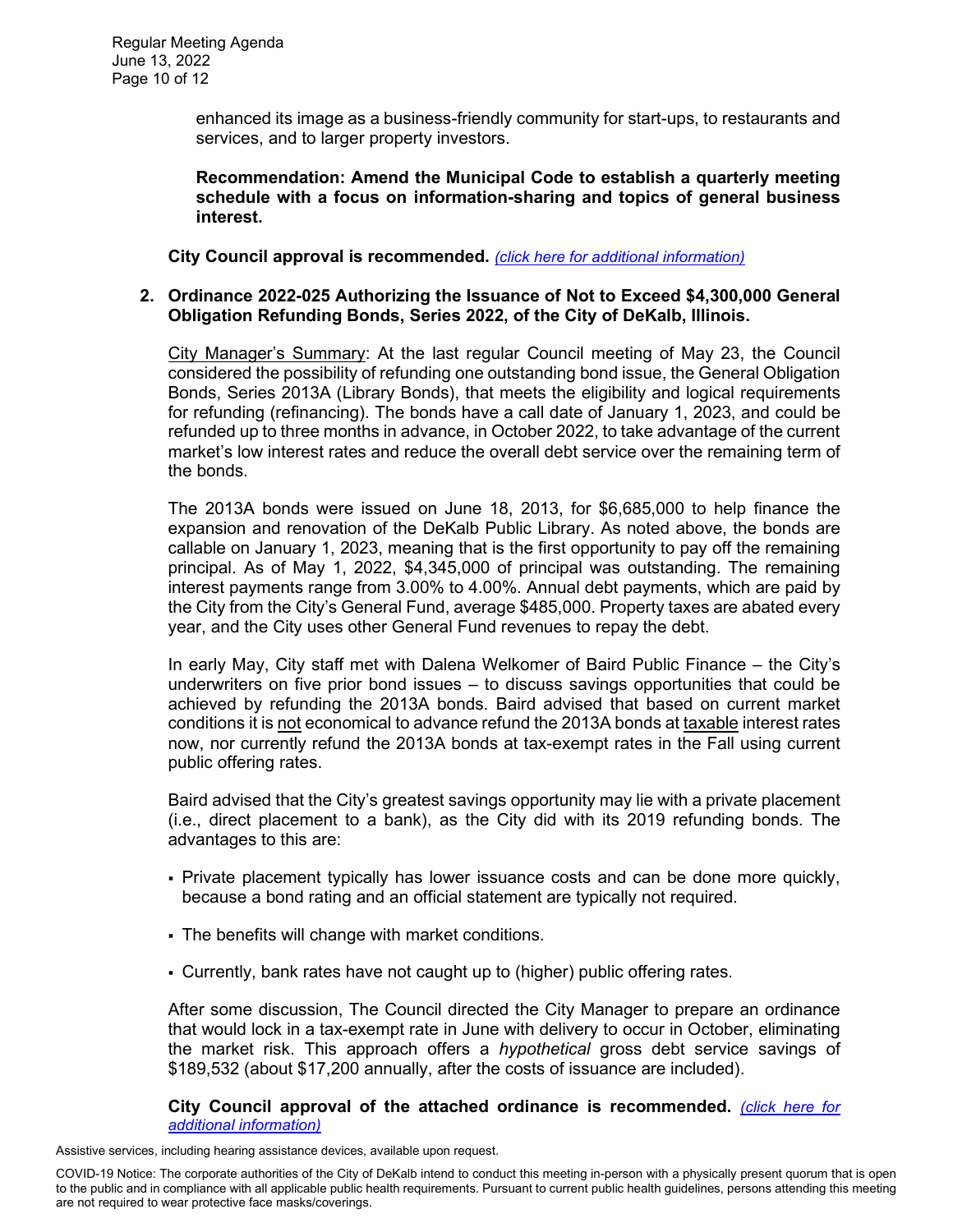enhanced its image as a business-friendly community for start-ups, to restaurants and services, and to larger property investors.

**Recommendation: Amend the Municipal Code to establish a quarterly meeting schedule with a focus on information-sharing and topics of general business interest.**

**City Council approval is recommended.** *(click here for additional information)*

**2. Ordinance 2022-025 Authorizing the Issuance of Not to Exceed $4,300,000 General Obligation Refunding Bonds, Series 2022, of the City of DeKalb, Illinois.**

City Manager's Summary: At the last regular Council meeting of May 23, the Council considered the possibility of refunding one outstanding bond issue, the General Obligation Bonds, Series 2013A (Library Bonds), that meets the eligibility and logical requirements for refunding (refinancing). The bonds have a call date of January 1, 2023, and could be refunded up to three months in advance, in October 2022, to take advantage of the current market's low interest rates and reduce the overall debt service over the remaining term of the bonds.

The 2013A bonds were issued on June 18, 2013, for $6,685,000 to help finance the expansion and renovation of the DeKalb Public Library. As noted above, the bonds are callable on January 1, 2023, meaning that is the first opportunity to pay off the remaining principal. As of May 1, 2022, $4,345,000 of principal was outstanding. The remaining interest payments range from 3.00% to 4.00%. Annual debt payments, which are paid by the City from the City's General Fund, average $485,000. Property taxes are abated every year, and the City uses other General Fund revenues to repay the debt.

In early May, City staff met with Dalena Welkomer of Baird Public Finance – the City's underwriters on five prior bond issues – to discuss savings opportunities that could be achieved by refunding the 2013A bonds. Baird advised that based on current market conditions it is not economical to advance refund the 2013A bonds at taxable interest rates now, nor currently refund the 2013A bonds at tax-exempt rates in the Fall using current public offering rates.

Baird advised that the City's greatest savings opportunity may lie with a private placement (i.e., direct placement to a bank), as the City did with its 2019 refunding bonds. The advantages to this are:

- Private placement typically has lower issuance costs and can be done more quickly, because a bond rating and an official statement are typically not required.
- The benefits will change with market conditions.
- Currently, bank rates have not caught up to (higher) public offering rates.

After some discussion, The Council directed the City Manager to prepare an ordinance that would lock in a tax-exempt rate in June with delivery to occur in October, eliminating the market risk. This approach offers a *hypothetical* gross debt service savings of $189,532 (about $17,200 annually, after the costs of issuance are included).

**City Council approval of the attached ordinance is recommended.** *(click here for additional information)*

Assistive services, including hearing assistance devices, available upon request.

COVID-19 Notice: The corporate authorities of the City of DeKalb intend to conduct this meeting in-person with a physically present quorum that is open to the public and in compliance with all applicable public health requirements. Pursuant to current public health guidelines, persons attending this meeting are not required to wear protective face masks/coverings.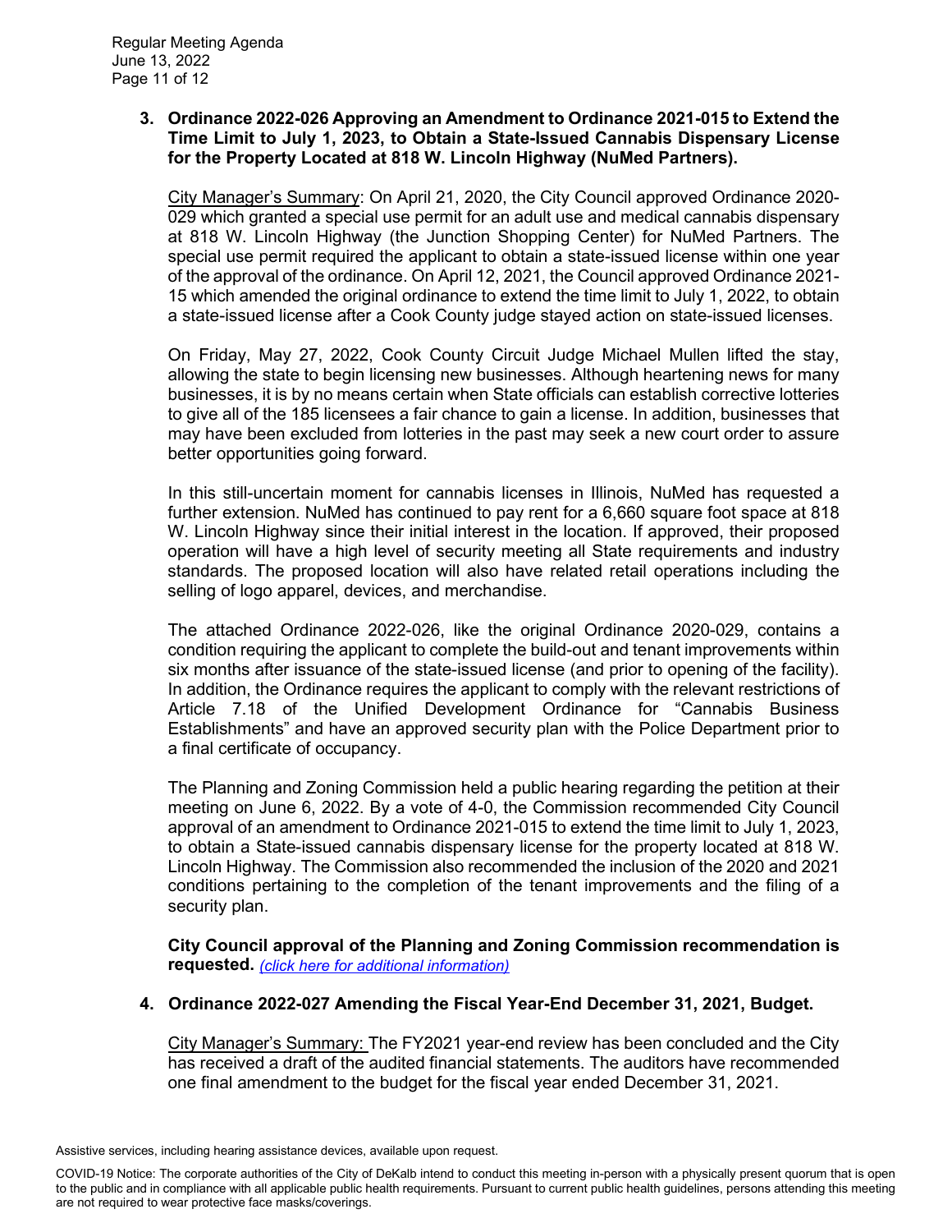**3. Ordinance 2022-026 Approving an Amendment to Ordinance 2021-015 to Extend the Time Limit to July 1, 2023, to Obtain a State-Issued Cannabis Dispensary License for the Property Located at 818 W. Lincoln Highway (NuMed Partners).**

City Manager's Summary: On April 21, 2020, the City Council approved Ordinance 2020-029 which granted a special use permit for an adult use and medical cannabis dispensary at 818 W. Lincoln Highway (the Junction Shopping Center) for NuMed Partners. The special use permit required the applicant to obtain a state-issued license within one year of the approval of the ordinance. On April 12, 2021, the Council approved Ordinance 2021-15 which amended the original ordinance to extend the time limit to July 1, 2022, to obtain a state-issued license after a Cook County judge stayed action on state-issued licenses.

On Friday, May 27, 2022, Cook County Circuit Judge Michael Mullen lifted the stay, allowing the state to begin licensing new businesses. Although heartening news for many businesses, it is by no means certain when State officials can establish corrective lotteries to give all of the 185 licensees a fair chance to gain a license. In addition, businesses that may have been excluded from lotteries in the past may seek a new court order to assure better opportunities going forward.

In this still-uncertain moment for cannabis licenses in Illinois, NuMed has requested a further extension. NuMed has continued to pay rent for a 6,660 square foot space at 818 W. Lincoln Highway since their initial interest in the location. If approved, their proposed operation will have a high level of security meeting all State requirements and industry standards. The proposed location will also have related retail operations including the selling of logo apparel, devices, and merchandise.

The attached Ordinance 2022-026, like the original Ordinance 2020-029, contains a condition requiring the applicant to complete the build-out and tenant improvements within six months after issuance of the state-issued license (and prior to opening of the facility). In addition, the Ordinance requires the applicant to comply with the relevant restrictions of Article 7.18 of the Unified Development Ordinance for "Cannabis Business Establishments" and have an approved security plan with the Police Department prior to a final certificate of occupancy.

The Planning and Zoning Commission held a public hearing regarding the petition at their meeting on June 6, 2022. By a vote of 4-0, the Commission recommended City Council approval of an amendment to Ordinance 2021-015 to extend the time limit to July 1, 2023, to obtain a State-issued cannabis dispensary license for the property located at 818 W. Lincoln Highway. The Commission also recommended the inclusion of the 2020 and 2021 conditions pertaining to the completion of the tenant improvements and the filing of a security plan.

**City Council approval of the Planning and Zoning Commission recommendation is requested.** *(click here for additional information)*

**4. Ordinance 2022-027 Amending the Fiscal Year-End December 31, 2021, Budget.**

City Manager's Summary: The FY2021 year-end review has been concluded and the City has received a draft of the audited financial statements. The auditors have recommended one final amendment to the budget for the fiscal year ended December 31, 2021.

Assistive services, including hearing assistance devices, available upon request.

COVID-19 Notice: The corporate authorities of the City of DeKalb intend to conduct this meeting in-person with a physically present quorum that is open to the public and in compliance with all applicable public health requirements. Pursuant to current public health guidelines, persons attending this meeting are not required to wear protective face masks/coverings.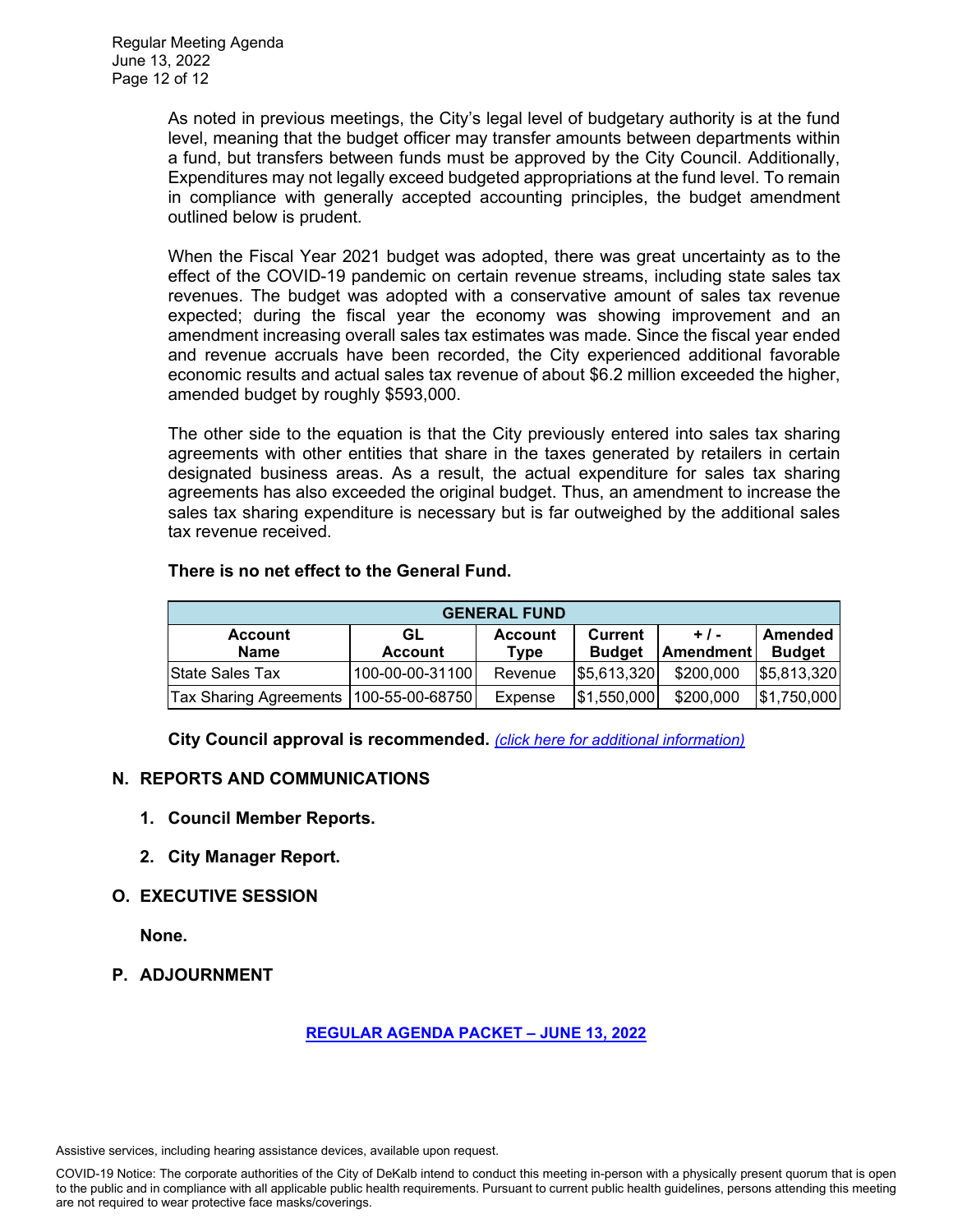As noted in previous meetings, the City's legal level of budgetary authority is at the fund level, meaning that the budget officer may transfer amounts between departments within a fund, but transfers between funds must be approved by the City Council. Additionally, Expenditures may not legally exceed budgeted appropriations at the fund level. To remain in compliance with generally accepted accounting principles, the budget amendment outlined below is prudent.

When the Fiscal Year 2021 budget was adopted, there was great uncertainty as to the effect of the COVID-19 pandemic on certain revenue streams, including state sales tax revenues. The budget was adopted with a conservative amount of sales tax revenue expected; during the fiscal year the economy was showing improvement and an amendment increasing overall sales tax estimates was made. Since the fiscal year ended and revenue accruals have been recorded, the City experienced additional favorable economic results and actual sales tax revenue of about $6.2 million exceeded the higher, amended budget by roughly $593,000.

The other side to the equation is that the City previously entered into sales tax sharing agreements with other entities that share in the taxes generated by retailers in certain designated business areas. As a result, the actual expenditure for sales tax sharing agreements has also exceeded the original budget. Thus, an amendment to increase the sales tax sharing expenditure is necessary but is far outweighed by the additional sales tax revenue received.

**There is no net effect to the General Fund.**

| GENERAL FUND | | | | | |
|---|---|---|---|---|---|
| **Account Name** | **GL Account** | **Account Type** | **Current Budget** | **+ / - Amendment** | **Amended Budget** |
| State Sales Tax | 100-00-00-31100 | Revenue | $5,613,320 | $200,000 | $5,813,320 |
| Tax Sharing Agreements | 100-55-00-68750 | Expense | $1,550,000 | $200,000 | $1,750,000 |

**City Council approval is recommended.** *(click here for additional information)*

## N. REPORTS AND COMMUNICATIONS

1. **Council Member Reports.**

2. **City Manager Report.**

## O. EXECUTIVE SESSION

**None.**

## P. ADJOURNMENT

**REGULAR AGENDA PACKET – JUNE 13, 2022**

Assistive services, including hearing assistance devices, available upon request.

COVID-19 Notice: The corporate authorities of the City of DeKalb intend to conduct this meeting in-person with a physically present quorum that is open to the public and in compliance with all applicable public health requirements. Pursuant to current public health guidelines, persons attending this meeting are not required to wear protective face masks/coverings.